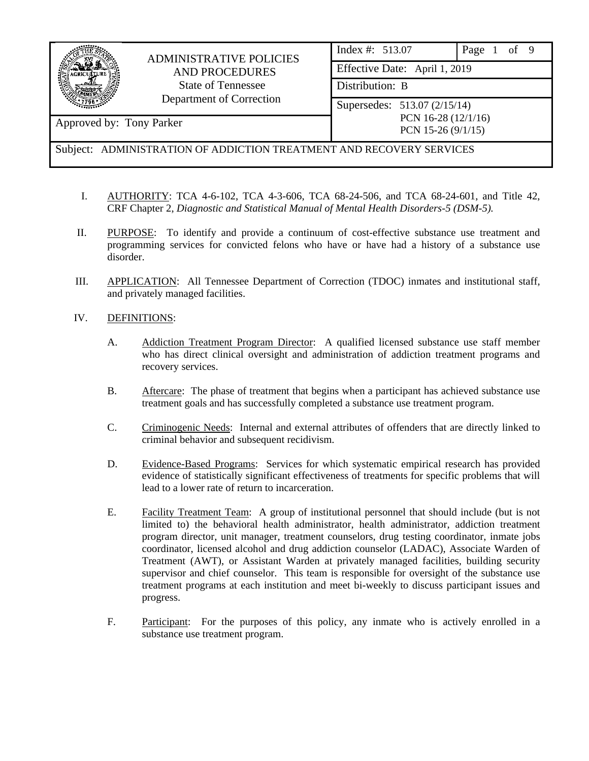| ADMINISTRATIVE POLICIES AND PROCEDURES<br>State of Tennessee<br>Department of Correction | Index #: 513.07 | Page 1 of 9 |
|---|---|---|
| | Effective Date: April 1, 2019 | |
| | Distribution: B | |
| Approved by: Tony Parker | Supersedes: 513.07 (2/15/14)<br>PCN 16-28 (12/1/16)<br>PCN 15-26 (9/1/15) | |

Subject: ADMINISTRATION OF ADDICTION TREATMENT AND RECOVERY SERVICES

I. AUTHORITY: TCA 4-6-102, TCA 4-3-606, TCA 68-24-506, and TCA 68-24-601, and Title 42, CRF Chapter 2, *Diagnostic and Statistical Manual of Mental Health Disorders-5 (DSM-5).*

II. PURPOSE: To identify and provide a continuum of cost-effective substance use treatment and programming services for convicted felons who have or have had a history of a substance use disorder.

III. APPLICATION: All Tennessee Department of Correction (TDOC) inmates and institutional staff, and privately managed facilities.

IV. DEFINITIONS:

A. Addiction Treatment Program Director: A qualified licensed substance use staff member who has direct clinical oversight and administration of addiction treatment programs and recovery services.

B. Aftercare: The phase of treatment that begins when a participant has achieved substance use treatment goals and has successfully completed a substance use treatment program.

C. Criminogenic Needs: Internal and external attributes of offenders that are directly linked to criminal behavior and subsequent recidivism.

D. Evidence-Based Programs: Services for which systematic empirical research has provided evidence of statistically significant effectiveness of treatments for specific problems that will lead to a lower rate of return to incarceration.

E. Facility Treatment Team: A group of institutional personnel that should include (but is not limited to) the behavioral health administrator, health administrator, addiction treatment program director, unit manager, treatment counselors, drug testing coordinator, inmate jobs coordinator, licensed alcohol and drug addiction counselor (LADAC), Associate Warden of Treatment (AWT), or Assistant Warden at privately managed facilities, building security supervisor and chief counselor. This team is responsible for oversight of the substance use treatment programs at each institution and meet bi-weekly to discuss participant issues and progress.

F. Participant: For the purposes of this policy, any inmate who is actively enrolled in a substance use treatment program.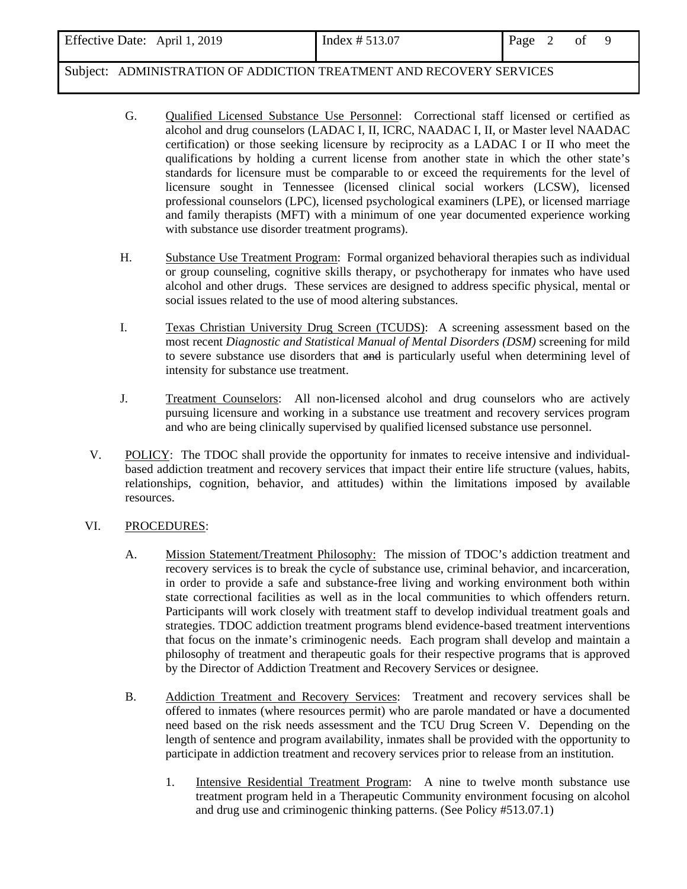G. Qualified Licensed Substance Use Personnel: Correctional staff licensed or certified as alcohol and drug counselors (LADAC I, II, ICRC, NAADAC I, II, or Master level NAADAC certification) or those seeking licensure by reciprocity as a LADAC I or II who meet the qualifications by holding a current license from another state in which the other state's standards for licensure must be comparable to or exceed the requirements for the level of licensure sought in Tennessee (licensed clinical social workers (LCSW), licensed professional counselors (LPC), licensed psychological examiners (LPE), or licensed marriage and family therapists (MFT) with a minimum of one year documented experience working with substance use disorder treatment programs).

H. Substance Use Treatment Program: Formal organized behavioral therapies such as individual or group counseling, cognitive skills therapy, or psychotherapy for inmates who have used alcohol and other drugs. These services are designed to address specific physical, mental or social issues related to the use of mood altering substances.

I. Texas Christian University Drug Screen (TCUDS): A screening assessment based on the most recent *Diagnostic and Statistical Manual of Mental Disorders (DSM)* screening for mild to severe substance use disorders that ~~and~~ is particularly useful when determining level of intensity for substance use treatment.

J. Treatment Counselors: All non-licensed alcohol and drug counselors who are actively pursuing licensure and working in a substance use treatment and recovery services program and who are being clinically supervised by qualified licensed substance use personnel.

V. POLICY: The TDOC shall provide the opportunity for inmates to receive intensive and individual-based addiction treatment and recovery services that impact their entire life structure (values, habits, relationships, cognition, behavior, and attitudes) within the limitations imposed by available resources.

VI. PROCEDURES:

A. Mission Statement/Treatment Philosophy: The mission of TDOC's addiction treatment and recovery services is to break the cycle of substance use, criminal behavior, and incarceration, in order to provide a safe and substance-free living and working environment both within state correctional facilities as well as in the local communities to which offenders return. Participants will work closely with treatment staff to develop individual treatment goals and strategies. TDOC addiction treatment programs blend evidence-based treatment interventions that focus on the inmate's criminogenic needs. Each program shall develop and maintain a philosophy of treatment and therapeutic goals for their respective programs that is approved by the Director of Addiction Treatment and Recovery Services or designee.

B. Addiction Treatment and Recovery Services: Treatment and recovery services shall be offered to inmates (where resources permit) who are parole mandated or have a documented need based on the risk needs assessment and the TCU Drug Screen V. Depending on the length of sentence and program availability, inmates shall be provided with the opportunity to participate in addiction treatment and recovery services prior to release from an institution.

1. Intensive Residential Treatment Program: A nine to twelve month substance use treatment program held in a Therapeutic Community environment focusing on alcohol and drug use and criminogenic thinking patterns. (See Policy #513.07.1)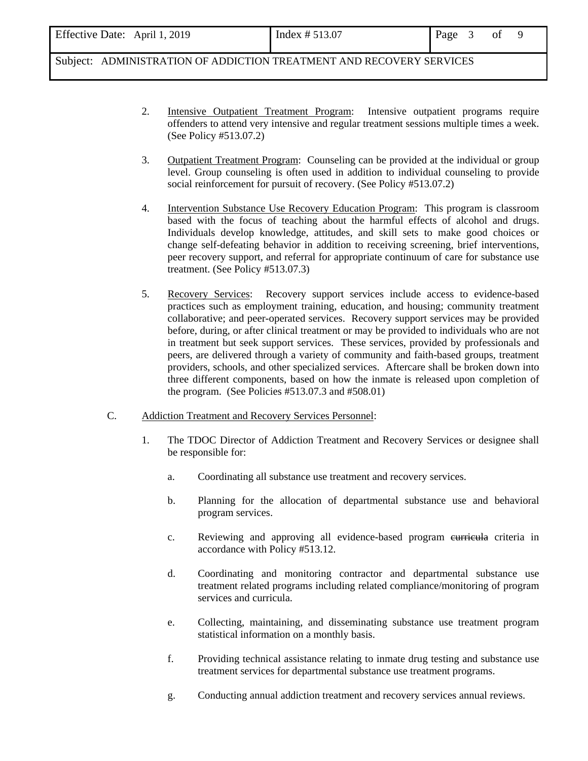2. Intensive Outpatient Treatment Program: Intensive outpatient programs require offenders to attend very intensive and regular treatment sessions multiple times a week. (See Policy #513.07.2)

3. Outpatient Treatment Program: Counseling can be provided at the individual or group level. Group counseling is often used in addition to individual counseling to provide social reinforcement for pursuit of recovery. (See Policy #513.07.2)

4. Intervention Substance Use Recovery Education Program: This program is classroom based with the focus of teaching about the harmful effects of alcohol and drugs. Individuals develop knowledge, attitudes, and skill sets to make good choices or change self-defeating behavior in addition to receiving screening, brief interventions, peer recovery support, and referral for appropriate continuum of care for substance use treatment. (See Policy #513.07.3)

5. Recovery Services: Recovery support services include access to evidence-based practices such as employment training, education, and housing; community treatment collaborative; and peer-operated services. Recovery support services may be provided before, during, or after clinical treatment or may be provided to individuals who are not in treatment but seek support services. These services, provided by professionals and peers, are delivered through a variety of community and faith-based groups, treatment providers, schools, and other specialized services. Aftercare shall be broken down into three different components, based on how the inmate is released upon completion of the program. (See Policies #513.07.3 and #508.01)

C. Addiction Treatment and Recovery Services Personnel:

1. The TDOC Director of Addiction Treatment and Recovery Services or designee shall be responsible for:

   a. Coordinating all substance use treatment and recovery services.

   b. Planning for the allocation of departmental substance use and behavioral program services.

   c. Reviewing and approving all evidence-based program ~~curricula~~ criteria in accordance with Policy #513.12.

   d. Coordinating and monitoring contractor and departmental substance use treatment related programs including related compliance/monitoring of program services and curricula.

   e. Collecting, maintaining, and disseminating substance use treatment program statistical information on a monthly basis.

   f. Providing technical assistance relating to inmate drug testing and substance use treatment services for departmental substance use treatment programs.

   g. Conducting annual addiction treatment and recovery services annual reviews.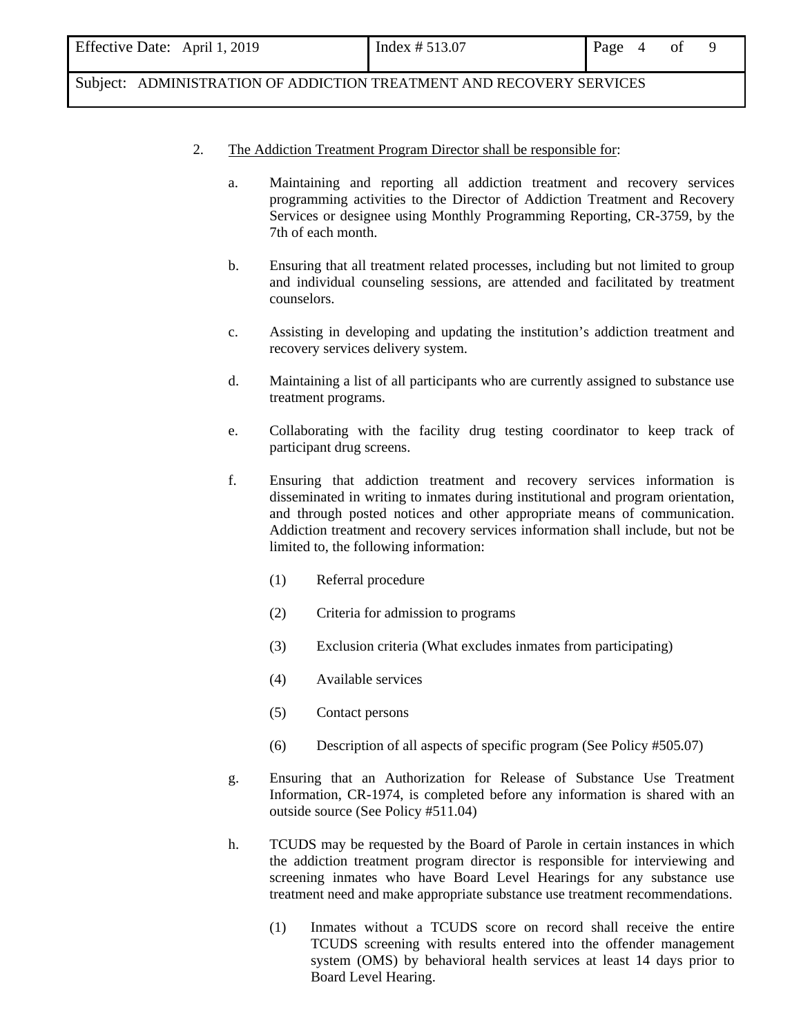2. <u>The Addiction Treatment Program Director shall be responsible for</u>:

   a. Maintaining and reporting all addiction treatment and recovery services programming activities to the Director of Addiction Treatment and Recovery Services or designee using Monthly Programming Reporting, CR-3759, by the 7th of each month.

   b. Ensuring that all treatment related processes, including but not limited to group and individual counseling sessions, are attended and facilitated by treatment counselors.

   c. Assisting in developing and updating the institution's addiction treatment and recovery services delivery system.

   d. Maintaining a list of all participants who are currently assigned to substance use treatment programs.

   e. Collaborating with the facility drug testing coordinator to keep track of participant drug screens.

   f. Ensuring that addiction treatment and recovery services information is disseminated in writing to inmates during institutional and program orientation, and through posted notices and other appropriate means of communication. Addiction treatment and recovery services information shall include, but not be limited to, the following information:

      (1) Referral procedure

      (2) Criteria for admission to programs

      (3) Exclusion criteria (What excludes inmates from participating)

      (4) Available services

      (5) Contact persons

      (6) Description of all aspects of specific program (See Policy #505.07)

   g. Ensuring that an Authorization for Release of Substance Use Treatment Information, CR-1974, is completed before any information is shared with an outside source (See Policy #511.04)

   h. TCUDS may be requested by the Board of Parole in certain instances in which the addiction treatment program director is responsible for interviewing and screening inmates who have Board Level Hearings for any substance use treatment need and make appropriate substance use treatment recommendations.

      (1) Inmates without a TCUDS score on record shall receive the entire TCUDS screening with results entered into the offender management system (OMS) by behavioral health services at least 14 days prior to Board Level Hearing.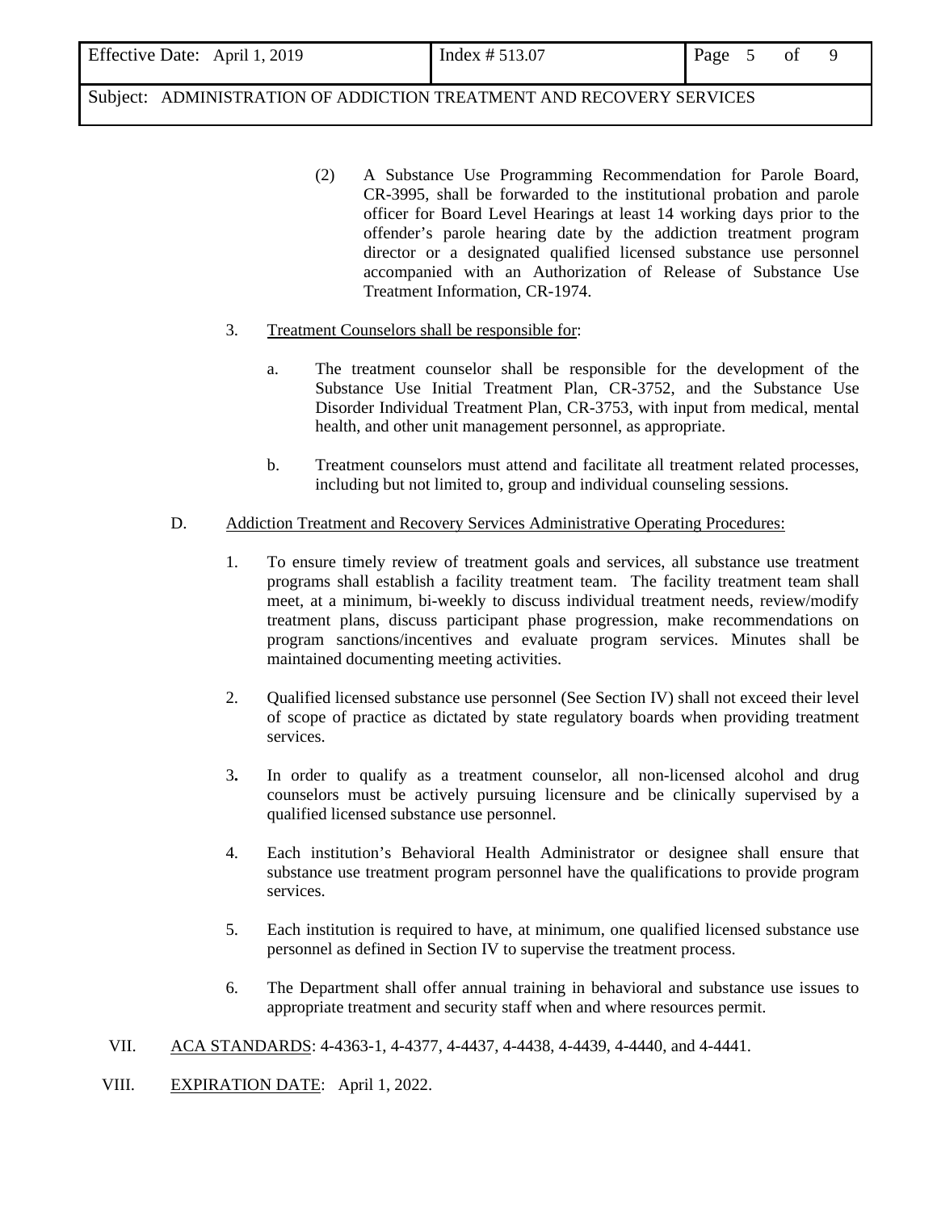(2) A Substance Use Programming Recommendation for Parole Board, CR-3995, shall be forwarded to the institutional probation and parole officer for Board Level Hearings at least 14 working days prior to the offender's parole hearing date by the addiction treatment program director or a designated qualified licensed substance use personnel accompanied with an Authorization of Release of Substance Use Treatment Information, CR-1974.

3. Treatment Counselors shall be responsible for:

   a. The treatment counselor shall be responsible for the development of the Substance Use Initial Treatment Plan, CR-3752, and the Substance Use Disorder Individual Treatment Plan, CR-3753, with input from medical, mental health, and other unit management personnel, as appropriate.

   b. Treatment counselors must attend and facilitate all treatment related processes, including but not limited to, group and individual counseling sessions.

D. Addiction Treatment and Recovery Services Administrative Operating Procedures:

1. To ensure timely review of treatment goals and services, all substance use treatment programs shall establish a facility treatment team. The facility treatment team shall meet, at a minimum, bi-weekly to discuss individual treatment needs, review/modify treatment plans, discuss participant phase progression, make recommendations on program sanctions/incentives and evaluate program services. Minutes shall be maintained documenting meeting activities.

2. Qualified licensed substance use personnel (See Section IV) shall not exceed their level of scope of practice as dictated by state regulatory boards when providing treatment services.

3. In order to qualify as a treatment counselor, all non-licensed alcohol and drug counselors must be actively pursuing licensure and be clinically supervised by a qualified licensed substance use personnel.

4. Each institution's Behavioral Health Administrator or designee shall ensure that substance use treatment program personnel have the qualifications to provide program services.

5. Each institution is required to have, at minimum, one qualified licensed substance use personnel as defined in Section IV to supervise the treatment process.

6. The Department shall offer annual training in behavioral and substance use issues to appropriate treatment and security staff when and where resources permit.

VII. ACA STANDARDS: 4-4363-1, 4-4377, 4-4437, 4-4438, 4-4439, 4-4440, and 4-4441.

VIII. EXPIRATION DATE: April 1, 2022.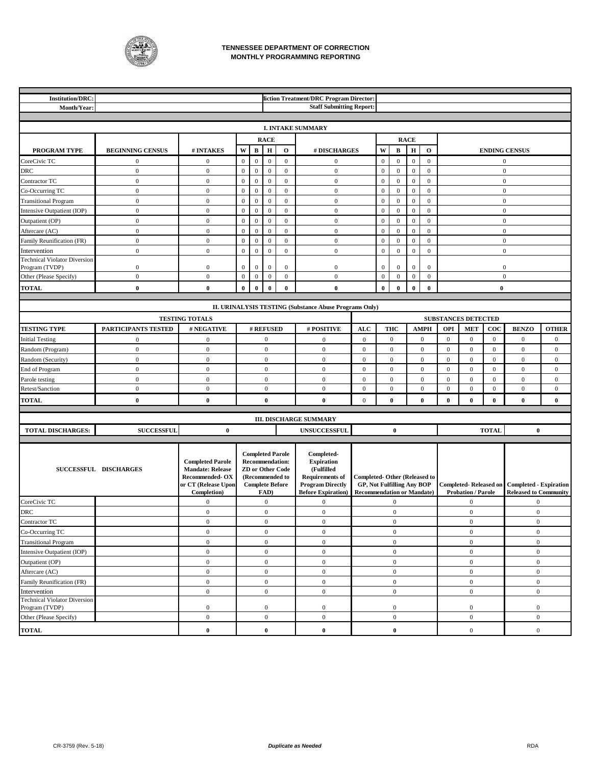# TENNESSEE DEPARTMENT OF CORRECTION
## MONTHLY PROGRAMMING REPORTING

| Institution/DRC: | | liction Treatment/DRC Program Director: | |
|---|---|---|---|
| Month/Year: | | Staff Submitting Report: | |

### I. INTAKE SUMMARY

| PROGRAM TYPE | BEGINNING CENSUS | # INTAKES | RACE W | RACE B | RACE H | RACE O | # DISCHARGES | RACE W | RACE B | RACE H | RACE O | ENDING CENSUS |
|---|---|---|---|---|---|---|---|---|---|---|---|---|
| CoreCivic TC | 0 | 0 | 0 | 0 | 0 | 0 | 0 | 0 | 0 | 0 | 0 | 0 |
| DRC | 0 | 0 | 0 | 0 | 0 | 0 | 0 | 0 | 0 | 0 | 0 | 0 |
| Contractor TC | 0 | 0 | 0 | 0 | 0 | 0 | 0 | 0 | 0 | 0 | 0 | 0 |
| Co-Occurring TC | 0 | 0 | 0 | 0 | 0 | 0 | 0 | 0 | 0 | 0 | 0 | 0 |
| Transitional Program | 0 | 0 | 0 | 0 | 0 | 0 | 0 | 0 | 0 | 0 | 0 | 0 |
| Intensive Outpatient (IOP) | 0 | 0 | 0 | 0 | 0 | 0 | 0 | 0 | 0 | 0 | 0 | 0 |
| Outpatient (OP) | 0 | 0 | 0 | 0 | 0 | 0 | 0 | 0 | 0 | 0 | 0 | 0 |
| Aftercare (AC) | 0 | 0 | 0 | 0 | 0 | 0 | 0 | 0 | 0 | 0 | 0 | 0 |
| Family Reunification (FR) | 0 | 0 | 0 | 0 | 0 | 0 | 0 | 0 | 0 | 0 | 0 | 0 |
| Intervention | 0 | 0 | 0 | 0 | 0 | 0 | 0 | 0 | 0 | 0 | 0 | 0 |
| Technical Violator Diversion Program (TVDP) | 0 | 0 | 0 | 0 | 0 | 0 | 0 | 0 | 0 | 0 | 0 | 0 |
| Other (Please Specify) | 0 | 0 | 0 | 0 | 0 | 0 | 0 | 0 | 0 | 0 | 0 | 0 |
| **TOTAL** | **0** | **0** | **0** | **0** | **0** | **0** | **0** | **0** | **0** | **0** | **0** | **0** |

### II. URINALYSIS TESTING (Substance Abuse Programs Only)

| TESTING TYPE | PARTICIPANTS TESTED | # NEGATIVE | # REFUSED | # POSITIVE | ALC | THC | AMPH | OPI | MET | COC | BENZO | OTHER |
|---|---|---|---|---|---|---|---|---|---|---|---|---|
| | TESTING TOTALS | | | | SUBSTANCES DETECTED | | | | | | | |
| Initial Testing | 0 | 0 | 0 | 0 | 0 | 0 | 0 | 0 | 0 | 0 | 0 | 0 |
| Random (Program) | 0 | 0 | 0 | 0 | 0 | 0 | 0 | 0 | 0 | 0 | 0 | 0 |
| Random (Security) | 0 | 0 | 0 | 0 | 0 | 0 | 0 | 0 | 0 | 0 | 0 | 0 |
| End of Program | 0 | 0 | 0 | 0 | 0 | 0 | 0 | 0 | 0 | 0 | 0 | 0 |
| Parole testing | 0 | 0 | 0 | 0 | 0 | 0 | 0 | 0 | 0 | 0 | 0 | 0 |
| Retest/Sanction | 0 | 0 | 0 | 0 | 0 | 0 | 0 | 0 | 0 | 0 | 0 | 0 |
| **TOTAL** | **0** | **0** | **0** | **0** | 0 | **0** | **0** | **0** | **0** | **0** | **0** | **0** |

### III. DISCHARGE SUMMARY

| TOTAL DISCHARGES: | SUCCESSFUL | 0 | UNSUCCESSFUL | 0 | TOTAL | 0 |
|---|---|---|---|---|---|---|

| SUCCESSFUL DISCHARGES | Completed Parole Mandate: Release Recommended- OX or CT (Release Upon Completion) | Completed Parole Recommendation: ZD or Other Code (Recommended to Complete Before FAD) | Completed- Expiration (Fulfilled Requirements of Program Directly Before Expiration) | Completed- Other (Released to GP, Not Fulfilling Any BOP Recommendation or Mandate) | Completed- Released on Probation / Parole | Completed - Expiration Released to Community |
|---|---|---|---|---|---|---|
| CoreCivic TC | 0 | 0 | 0 | 0 | 0 | 0 |
| DRC | 0 | 0 | 0 | 0 | 0 | 0 |
| Contractor TC | 0 | 0 | 0 | 0 | 0 | 0 |
| Co-Occurring TC | 0 | 0 | 0 | 0 | 0 | 0 |
| Transitional Program | 0 | 0 | 0 | 0 | 0 | 0 |
| Intensive Outpatient (IOP) | 0 | 0 | 0 | 0 | 0 | 0 |
| Outpatient (OP) | 0 | 0 | 0 | 0 | 0 | 0 |
| Aftercare (AC) | 0 | 0 | 0 | 0 | 0 | 0 |
| Family Reunification (FR) | 0 | 0 | 0 | 0 | 0 | 0 |
| Intervention | 0 | 0 | 0 | 0 | 0 | 0 |
| Technical Violator Diversion Program (TVDP) | 0 | 0 | 0 | 0 | 0 | 0 |
| Other (Please Specify) | 0 | 0 | 0 | 0 | 0 | 0 |
| **TOTAL** | **0** | **0** | **0** | **0** | 0 | 0 |

CR-3759 (Rev. 5-18) *Duplicate as Needed* RDA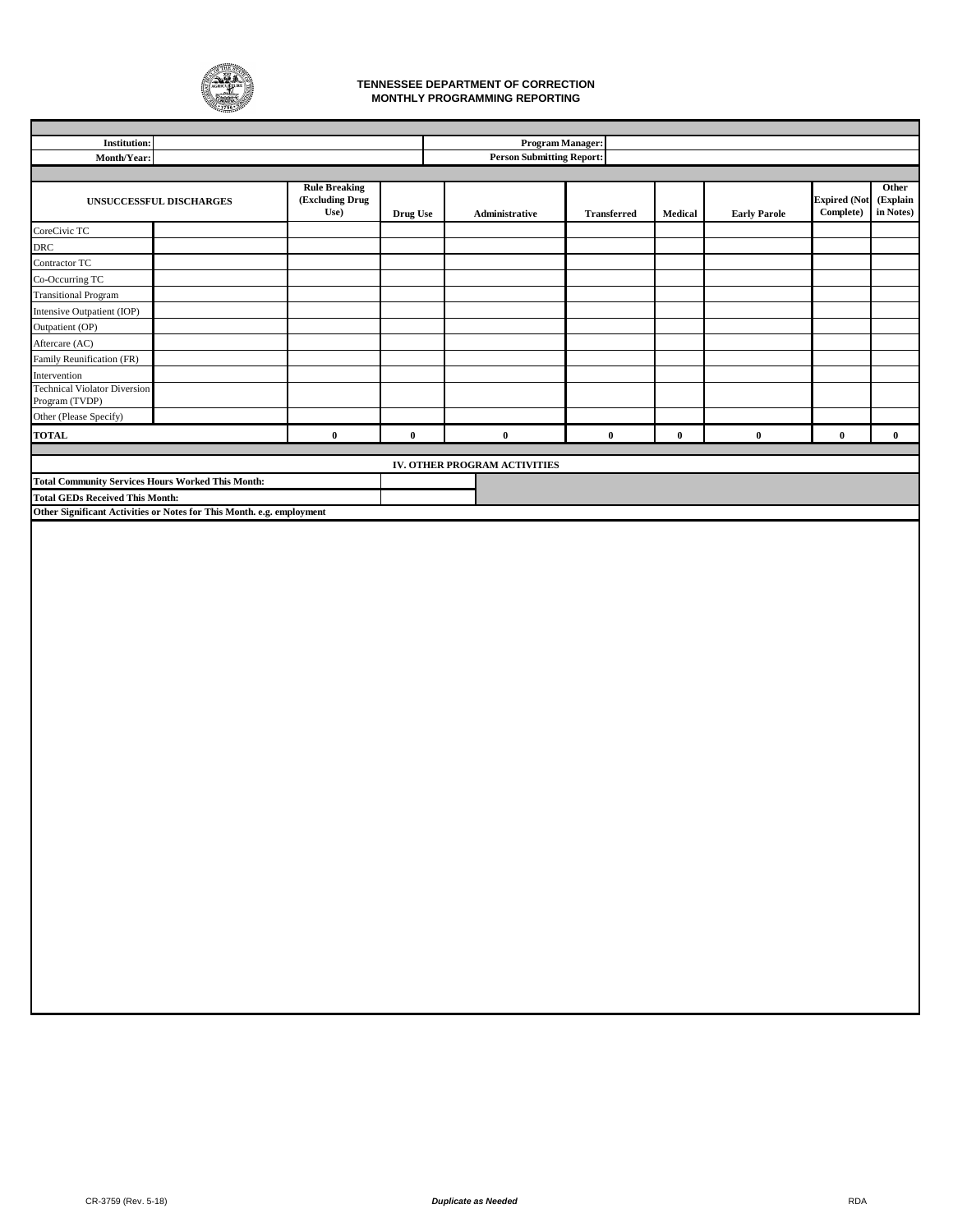# TENNESSEE DEPARTMENT OF CORRECTION
## MONTHLY PROGRAMMING REPORTING

| Institution: | | Program Manager: | |
|---|---|---|---|
| Month/Year: | | Person Submitting Report: | |

| UNSUCCESSFUL DISCHARGES | | Rule Breaking (Excluding Drug Use) | Drug Use | Administrative | Transferred | Medical | Early Parole | Expired (Not Complete) | Other (Explain in Notes) |
|---|---|---|---|---|---|---|---|---|---|
| CoreCivic TC | | | | | | | | | |
| DRC | | | | | | | | | |
| Contractor TC | | | | | | | | | |
| Co-Occurring TC | | | | | | | | | |
| Transitional Program | | | | | | | | | |
| Intensive Outpatient (IOP) | | | | | | | | | |
| Outpatient (OP) | | | | | | | | | |
| Aftercare (AC) | | | | | | | | | |
| Family Reunification (FR) | | | | | | | | | |
| Intervention | | | | | | | | | |
| Technical Violator Diversion Program (TVDP) | | | | | | | | | |
| Other (Please Specify) | | | | | | | | | |
| **TOTAL** | | **0** | **0** | **0** | **0** | **0** | **0** | **0** | **0** |

### IV. OTHER PROGRAM ACTIVITIES

| | |
|---|---|
| **Total Community Services Hours Worked This Month:** | |
| **Total GEDs Received This Month:** | |

**Other Significant Activities or Notes for This Month. e.g. employment**

CR-3759 (Rev. 5-18) ***Duplicate as Needed*** RDA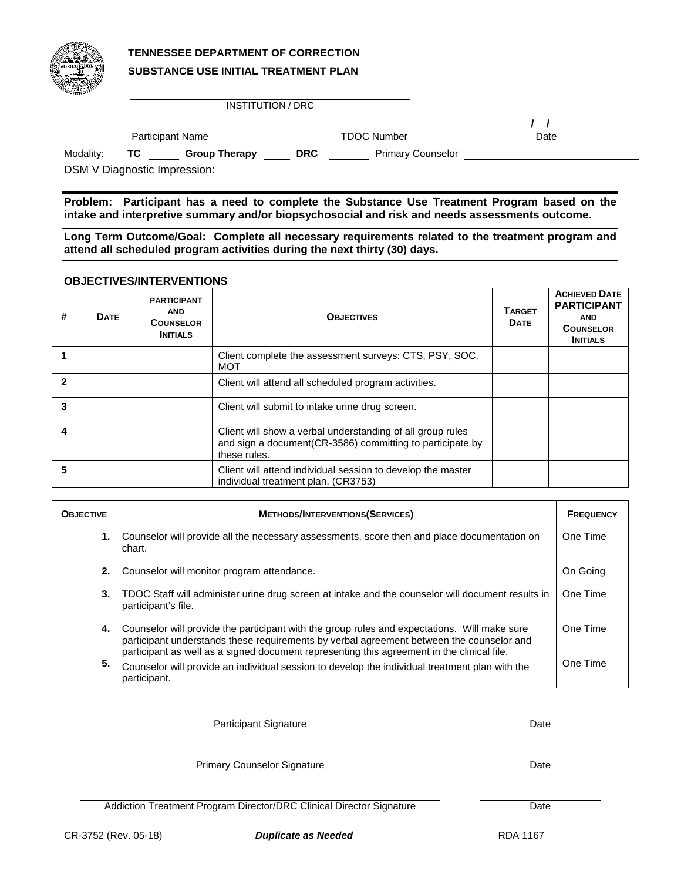**TENNESSEE DEPARTMENT OF CORRECTION**

**SUBSTANCE USE INITIAL TREATMENT PLAN**

INSTITUTION / DRC

Participant Name ______________ TDOC Number ______________ Date ___ / ___ / ___

Modality: **TC** ______ **Group Therapy** ______ **DRC** ______ Primary Counselor ______________

DSM V Diagnostic Impression: ______________

**Problem: Participant has a need to complete the Substance Use Treatment Program based on the intake and interpretive summary and/or biopsychosocial and risk and needs assessments outcome.**

**Long Term Outcome/Goal: Complete all necessary requirements related to the treatment program and attend all scheduled program activities during the next thirty (30) days.**

**OBJECTIVES/INTERVENTIONS**

| # | DATE | PARTICIPANT AND COUNSELOR INITIALS | OBJECTIVES | TARGET DATE | ACHIEVED DATE PARTICIPANT AND COUNSELOR INITIALS |
|---|---|---|---|---|---|
| **1** | | | Client complete the assessment surveys: CTS, PSY, SOC, MOT | | |
| **2** | | | Client will attend all scheduled program activities. | | |
| **3** | | | Client will submit to intake urine drug screen. | | |
| **4** | | | Client will show a verbal understanding of all group rules and sign a document(CR-3586) committing to participate by these rules. | | |
| **5** | | | Client will attend individual session to develop the master individual treatment plan. (CR3753) | | |

| OBJECTIVE | METHODS/INTERVENTIONS(SERVICES) | FREQUENCY |
|---|---|---|
| **1.** | Counselor will provide all the necessary assessments, score then and place documentation on chart. | One Time |
| **2.** | Counselor will monitor program attendance. | On Going |
| **3.** | TDOC Staff will administer urine drug screen at intake and the counselor will document results in participant's file. | One Time |
| **4.** | Counselor will provide the participant with the group rules and expectations. Will make sure participant understands these requirements by verbal agreement between the counselor and participant as well as a signed document representing this agreement in the clinical file. | One Time |
| **5.** | Counselor will provide an individual session to develop the individual treatment plan with the participant. | One Time |

______________________________ Participant Signature ______________ Date

______________________________ Primary Counselor Signature ______________ Date

______________________________ Addiction Treatment Program Director/DRC Clinical Director Signature ______________ Date

CR-3752 (Rev. 05-18) ***Duplicate as Needed*** RDA 1167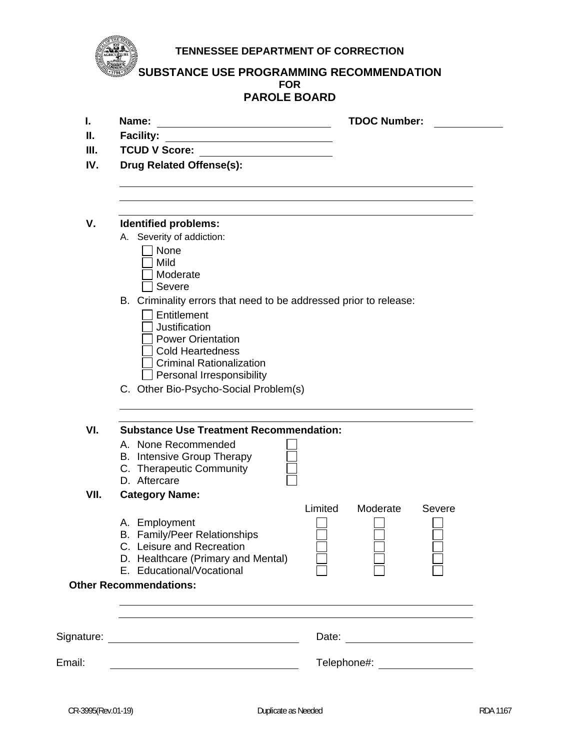# TENNESSEE DEPARTMENT OF CORRECTION

## SUBSTANCE USE PROGRAMMING RECOMMENDATION FOR PAROLE BOARD

**I. Name:** ______________________________ **TDOC Number:** ____________

**II. Facility:** ______________________________

**III. TCUD V Score:** ______________________________

**IV. Drug Related Offense(s):**

______________________________________________________________

______________________________________________________________

______________________________________________________________

**V. Identified problems:**

A. Severity of addiction:

- ☐ None
- ☐ Mild
- ☐ Moderate
- ☐ Severe

B. Criminality errors that need to be addressed prior to release:

- ☐ Entitlement
- ☐ Justification
- ☐ Power Orientation
- ☐ Cold Heartedness
- ☐ Criminal Rationalization
- ☐ Personal Irresponsibility

C. Other Bio-Psycho-Social Problem(s)

______________________________________________________________

______________________________________________________________

**VI. Substance Use Treatment Recommendation:**

- A. None Recommended ☐
- B. Intensive Group Therapy ☐
- C. Therapeutic Community ☐
- D. Aftercare ☐

**VII. Category Name:**

| | Limited | Moderate | Severe |
|---|---|---|---|
| A. Employment | ☐ | ☐ | ☐ |
| B. Family/Peer Relationships | ☐ | ☐ | ☐ |
| C. Leisure and Recreation | ☐ | ☐ | ☐ |
| D. Healthcare (Primary and Mental) | ☐ | ☐ | ☐ |
| E. Educational/Vocational | ☐ | ☐ | ☐ |

**Other Recommendations:**

______________________________________________________________

______________________________________________________________

Signature: ______________________________ Date: ______________________

Email: ______________________________ Telephone#: ______________________

CR-3995(Rev.01-19) Duplicate as Needed RDA 1167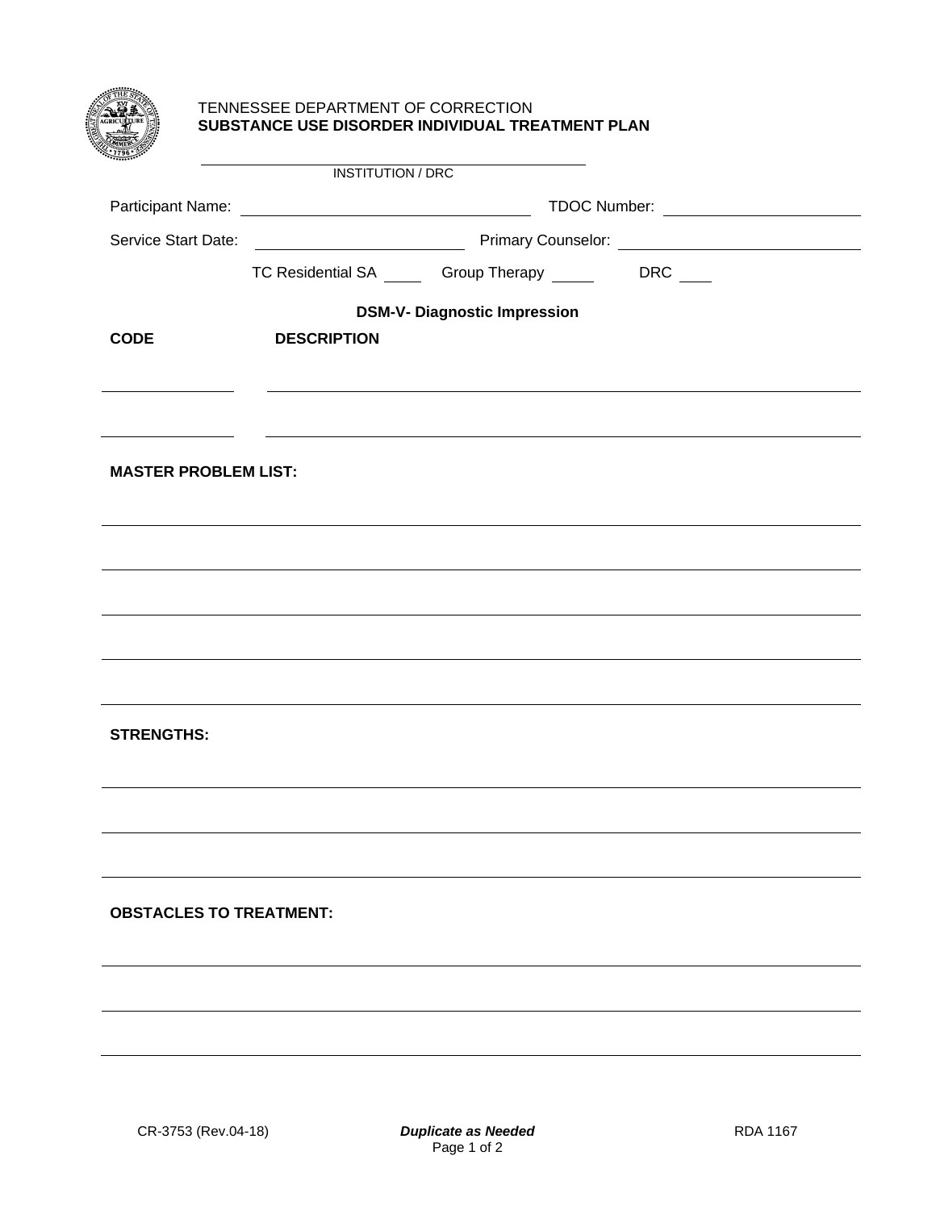TENNESSEE DEPARTMENT OF CORRECTION

**SUBSTANCE USE DISORDER INDIVIDUAL TREATMENT PLAN**

______________________________
INSTITUTION / DRC

Participant Name: ______________________________ TDOC Number: ____________________

Service Start Date: ____________________ Primary Counselor: ______________________

TC Residential SA _____ Group Therapy _____ DRC ____

**DSM-V- Diagnostic Impression**

| CODE | DESCRIPTION |
|---|---|
| | |
| | |

**MASTER PROBLEM LIST:**

______________________________________________________________________

______________________________________________________________________

______________________________________________________________________

______________________________________________________________________

______________________________________________________________________

**STRENGTHS:**

______________________________________________________________________

______________________________________________________________________

______________________________________________________________________

**OBSTACLES TO TREATMENT:**

______________________________________________________________________

______________________________________________________________________

______________________________________________________________________

CR-3753 (Rev.04-18) ***Duplicate as Needed*** RDA 1167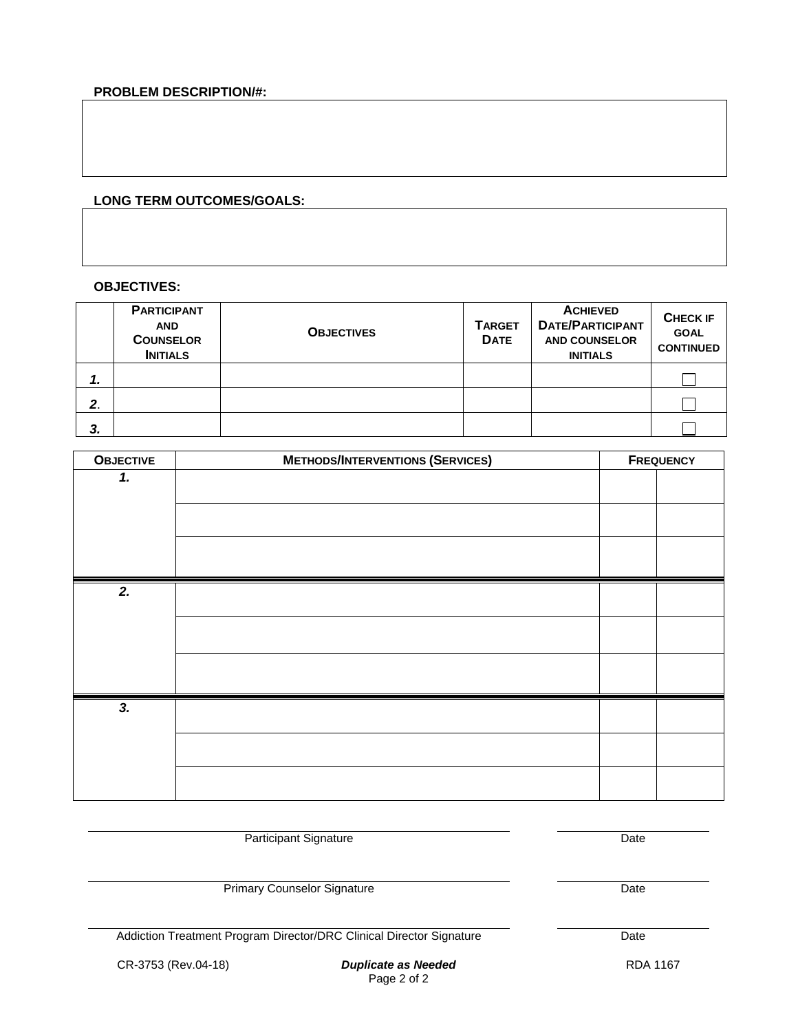**PROBLEM DESCRIPTION/#:**

**LONG TERM OUTCOMES/GOALS:**

**OBJECTIVES:**

| | PARTICIPANT AND COUNSELOR INITIALS | OBJECTIVES | TARGET DATE | ACHIEVED DATE/PARTICIPANT AND COUNSELOR INITIALS | CHECK IF GOAL CONTINUED |
|---|---|---|---|---|---|
| ***1.*** | | | | | ☐ |
| ***2.*** | | | | | ☐ |
| ***3.*** | | | | | ☐ |

| OBJECTIVE | METHODS/INTERVENTIONS (SERVICES) | FREQUENCY | |
|---|---|---|---|
| ***1.*** | | | |
| | | | |
| | | | |
| ***2.*** | | | |
| | | | |
| | | | |
| ***3.*** | | | |
| | | | |
| | | | |

Participant Signature ______________________ Date __________

Primary Counselor Signature ______________________ Date __________

Addiction Treatment Program Director/DRC Clinical Director Signature ______________________ Date __________

CR-3753 (Rev.04-18) ***Duplicate as Needed*** RDA 1167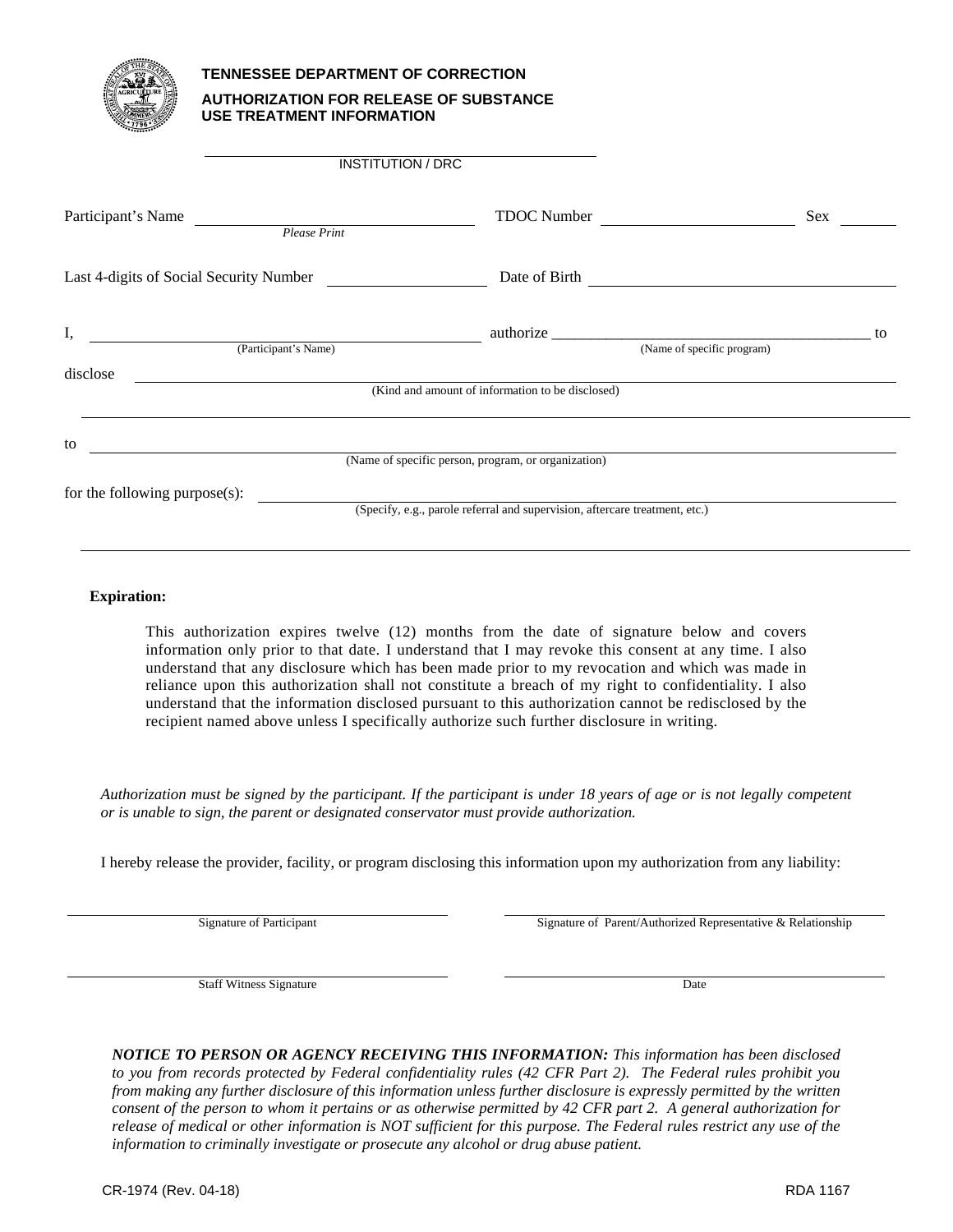**TENNESSEE DEPARTMENT OF CORRECTION**

**AUTHORIZATION FOR RELEASE OF SUBSTANCE USE TREATMENT INFORMATION**

\_\_\_\_\_\_\_\_\_\_\_\_\_\_\_\_\_\_\_\_\_\_\_\_\_\_\_\_\_\_\_\_\_\_\_\_\_\_\_\_
INSTITUTION / DRC

Participant's Name \_\_\_\_\_\_\_\_\_\_\_\_\_\_\_\_\_\_\_\_\_\_\_\_\_\_\_\_ TDOC Number \_\_\_\_\_\_\_\_\_\_\_\_\_\_\_\_\_\_\_\_ Sex \_\_\_\_\_
*Please Print*

Last 4-digits of Social Security Number \_\_\_\_\_\_\_\_\_\_\_\_\_\_\_\_ Date of Birth \_\_\_\_\_\_\_\_\_\_\_\_\_\_\_\_\_\_\_\_\_\_\_\_\_\_\_\_\_\_

I, \_\_\_\_\_\_\_\_\_\_\_\_\_\_\_\_\_\_\_\_\_\_\_\_\_\_\_\_\_\_\_\_\_\_\_\_\_\_\_\_ authorize \_\_\_\_\_\_\_\_\_\_\_\_\_\_\_\_\_\_\_\_\_\_\_\_\_\_\_\_\_\_\_\_\_\_\_\_\_\_\_\_ to
(Participant's Name) (Name of specific program)

disclose \_\_\_\_\_\_\_\_\_\_\_\_\_\_\_\_\_\_\_\_\_\_\_\_\_\_\_\_\_\_\_\_\_\_\_\_\_\_\_\_\_\_\_\_\_\_\_\_\_\_\_\_\_\_\_\_\_\_\_\_\_\_\_\_\_\_\_\_\_\_\_\_\_\_\_\_\_\_
(Kind and amount of information to be disclosed)

\_\_\_\_\_\_\_\_\_\_\_\_\_\_\_\_\_\_\_\_\_\_\_\_\_\_\_\_\_\_\_\_\_\_\_\_\_\_\_\_\_\_\_\_\_\_\_\_\_\_\_\_\_\_\_\_\_\_\_\_\_\_\_\_\_\_\_\_\_\_\_\_\_\_\_\_\_\_\_\_\_\_\_\_\_\_

to \_\_\_\_\_\_\_\_\_\_\_\_\_\_\_\_\_\_\_\_\_\_\_\_\_\_\_\_\_\_\_\_\_\_\_\_\_\_\_\_\_\_\_\_\_\_\_\_\_\_\_\_\_\_\_\_\_\_\_\_\_\_\_\_\_\_\_\_\_\_\_\_\_\_\_\_\_\_\_\_\_\_\_\_
(Name of specific person, program, or organization)

for the following purpose(s): \_\_\_\_\_\_\_\_\_\_\_\_\_\_\_\_\_\_\_\_\_\_\_\_\_\_\_\_\_\_\_\_\_\_\_\_\_\_\_\_\_\_\_\_\_\_\_\_\_\_\_\_\_\_\_\_\_\_\_\_\_\_
(Specify, e.g., parole referral and supervision, aftercare treatment, etc.)

\_\_\_\_\_\_\_\_\_\_\_\_\_\_\_\_\_\_\_\_\_\_\_\_\_\_\_\_\_\_\_\_\_\_\_\_\_\_\_\_\_\_\_\_\_\_\_\_\_\_\_\_\_\_\_\_\_\_\_\_\_\_\_\_\_\_\_\_\_\_\_\_\_\_\_\_\_\_\_\_\_\_\_\_\_\_

**Expiration:**

This authorization expires twelve (12) months from the date of signature below and covers information only prior to that date. I understand that I may revoke this consent at any time. I also understand that any disclosure which has been made prior to my revocation and which was made in reliance upon this authorization shall not constitute a breach of my right to confidentiality. I also understand that the information disclosed pursuant to this authorization cannot be redisclosed by the recipient named above unless I specifically authorize such further disclosure in writing.

*Authorization must be signed by the participant. If the participant is under 18 years of age or is not legally competent or is unable to sign, the parent or designated conservator must provide authorization.*

I hereby release the provider, facility, or program disclosing this information upon my authorization from any liability:

\_\_\_\_\_\_\_\_\_\_\_\_\_\_\_\_\_\_\_\_\_\_\_\_\_\_\_\_\_\_\_\_\_\_ \_\_\_\_\_\_\_\_\_\_\_\_\_\_\_\_\_\_\_\_\_\_\_\_\_\_\_\_\_\_\_\_\_\_
Signature of Participant Signature of Parent/Authorized Representative & Relationship

\_\_\_\_\_\_\_\_\_\_\_\_\_\_\_\_\_\_\_\_\_\_\_\_\_\_\_\_\_\_\_\_\_\_ \_\_\_\_\_\_\_\_\_\_\_\_\_\_\_\_\_\_\_\_\_\_\_\_\_\_\_\_\_\_\_\_\_\_
Staff Witness Signature Date

***NOTICE TO PERSON OR AGENCY RECEIVING THIS INFORMATION:*** *This information has been disclosed to you from records protected by Federal confidentiality rules (42 CFR Part 2). The Federal rules prohibit you from making any further disclosure of this information unless further disclosure is expressly permitted by the written consent of the person to whom it pertains or as otherwise permitted by 42 CFR part 2. A general authorization for release of medical or other information is NOT sufficient for this purpose. The Federal rules restrict any use of the information to criminally investigate or prosecute any alcohol or drug abuse patient.*

CR-1974 (Rev. 04-18) RDA 1167